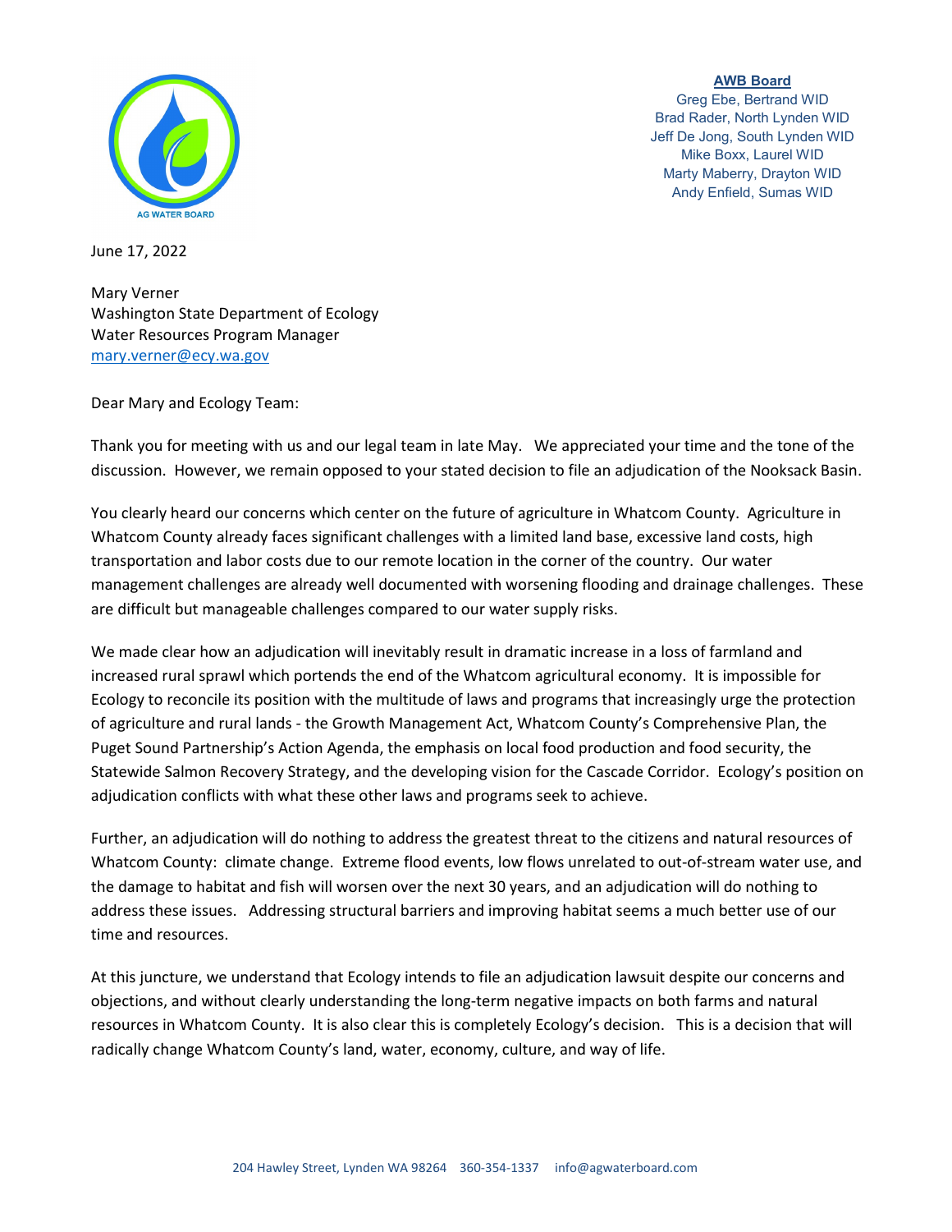AG WATER BOARD

**AWB Board**
Greg Ebe, Bertrand WID
Brad Rader, North Lynden WID
Jeff De Jong, South Lynden WID
Mike Boxx, Laurel WID
Marty Maberry, Drayton WID
Andy Enfield, Sumas WID

June 17, 2022

Mary Verner
Washington State Department of Ecology
Water Resources Program Manager
mary.verner@ecy.wa.gov

Dear Mary and Ecology Team:

Thank you for meeting with us and our legal team in late May. We appreciated your time and the tone of the discussion. However, we remain opposed to your stated decision to file an adjudication of the Nooksack Basin.

You clearly heard our concerns which center on the future of agriculture in Whatcom County. Agriculture in Whatcom County already faces significant challenges with a limited land base, excessive land costs, high transportation and labor costs due to our remote location in the corner of the country. Our water management challenges are already well documented with worsening flooding and drainage challenges. These are difficult but manageable challenges compared to our water supply risks.

We made clear how an adjudication will inevitably result in dramatic increase in a loss of farmland and increased rural sprawl which portends the end of the Whatcom agricultural economy. It is impossible for Ecology to reconcile its position with the multitude of laws and programs that increasingly urge the protection of agriculture and rural lands - the Growth Management Act, Whatcom County's Comprehensive Plan, the Puget Sound Partnership's Action Agenda, the emphasis on local food production and food security, the Statewide Salmon Recovery Strategy, and the developing vision for the Cascade Corridor. Ecology's position on adjudication conflicts with what these other laws and programs seek to achieve.

Further, an adjudication will do nothing to address the greatest threat to the citizens and natural resources of Whatcom County: climate change. Extreme flood events, low flows unrelated to out-of-stream water use, and the damage to habitat and fish will worsen over the next 30 years, and an adjudication will do nothing to address these issues. Addressing structural barriers and improving habitat seems a much better use of our time and resources.

At this juncture, we understand that Ecology intends to file an adjudication lawsuit despite our concerns and objections, and without clearly understanding the long-term negative impacts on both farms and natural resources in Whatcom County. It is also clear this is completely Ecology's decision. This is a decision that will radically change Whatcom County's land, water, economy, culture, and way of life.

204 Hawley Street, Lynden WA 98264 360-354-1337 info@agwaterboard.com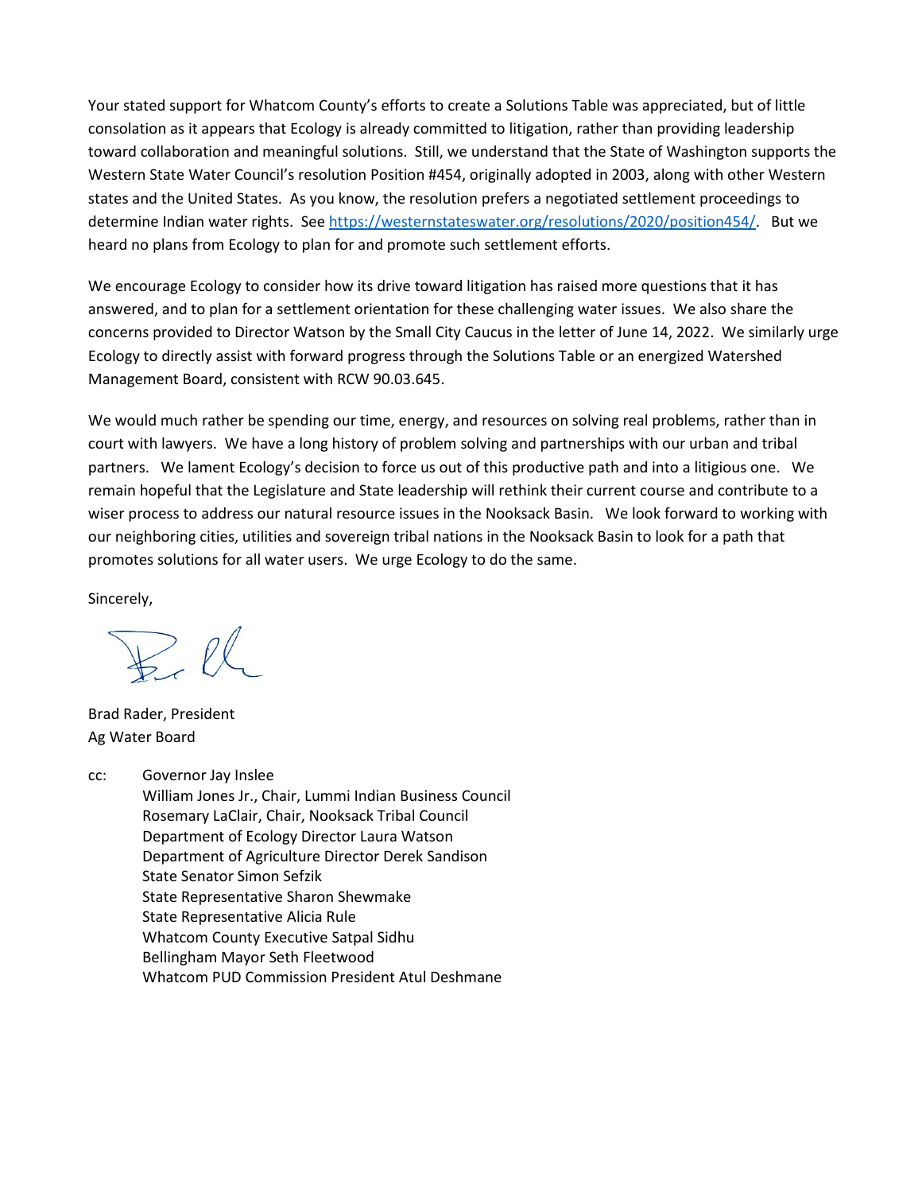Your stated support for Whatcom County's efforts to create a Solutions Table was appreciated, but of little consolation as it appears that Ecology is already committed to litigation, rather than providing leadership toward collaboration and meaningful solutions. Still, we understand that the State of Washington supports the Western State Water Council's resolution Position #454, originally adopted in 2003, along with other Western states and the United States. As you know, the resolution prefers a negotiated settlement proceedings to determine Indian water rights. See https://westernstateswater.org/resolutions/2020/position454/. But we heard no plans from Ecology to plan for and promote such settlement efforts.

We encourage Ecology to consider how its drive toward litigation has raised more questions that it has answered, and to plan for a settlement orientation for these challenging water issues. We also share the concerns provided to Director Watson by the Small City Caucus in the letter of June 14, 2022. We similarly urge Ecology to directly assist with forward progress through the Solutions Table or an energized Watershed Management Board, consistent with RCW 90.03.645.

We would much rather be spending our time, energy, and resources on solving real problems, rather than in court with lawyers. We have a long history of problem solving and partnerships with our urban and tribal partners. We lament Ecology's decision to force us out of this productive path and into a litigious one. We remain hopeful that the Legislature and State leadership will rethink their current course and contribute to a wiser process to address our natural resource issues in the Nooksack Basin. We look forward to working with our neighboring cities, utilities and sovereign tribal nations in the Nooksack Basin to look for a path that promotes solutions for all water users. We urge Ecology to do the same.

Sincerely,

Brad Rader, President
Ag Water Board

cc: Governor Jay Inslee
William Jones Jr., Chair, Lummi Indian Business Council
Rosemary LaClair, Chair, Nooksack Tribal Council
Department of Ecology Director Laura Watson
Department of Agriculture Director Derek Sandison
State Senator Simon Sefzik
State Representative Sharon Shewmake
State Representative Alicia Rule
Whatcom County Executive Satpal Sidhu
Bellingham Mayor Seth Fleetwood
Whatcom PUD Commission President Atul Deshmane